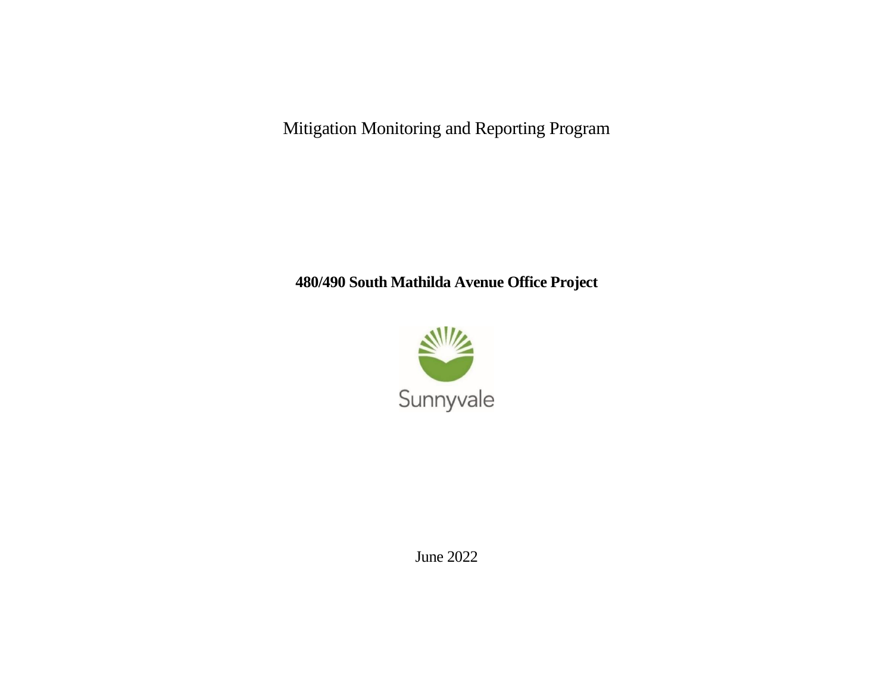# Mitigation Monitoring and Reporting Program

## 480/490 South Mathilda Avenue Office Project

Sunnyvale

June 2022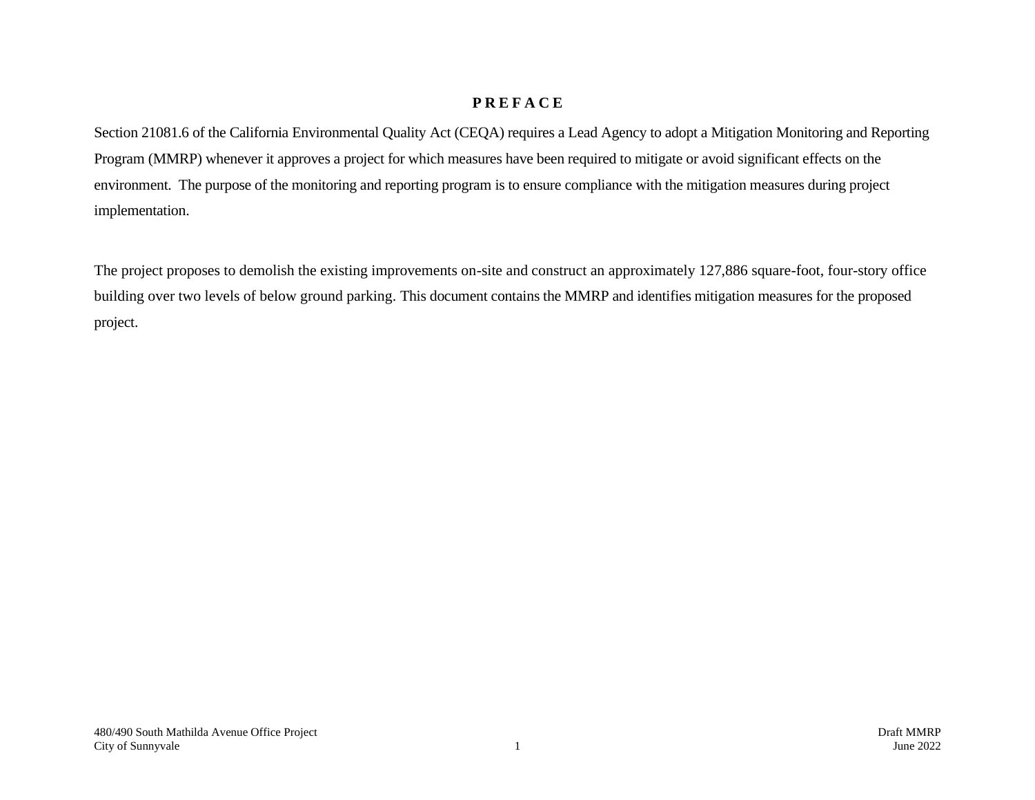# PREFACE

Section 21081.6 of the California Environmental Quality Act (CEQA) requires a Lead Agency to adopt a Mitigation Monitoring and Reporting Program (MMRP) whenever it approves a project for which measures have been required to mitigate or avoid significant effects on the environment. The purpose of the monitoring and reporting program is to ensure compliance with the mitigation measures during project implementation.

The project proposes to demolish the existing improvements on-site and construct an approximately 127,886 square-foot, four-story office building over two levels of below ground parking. This document contains the MMRP and identifies mitigation measures for the proposed project.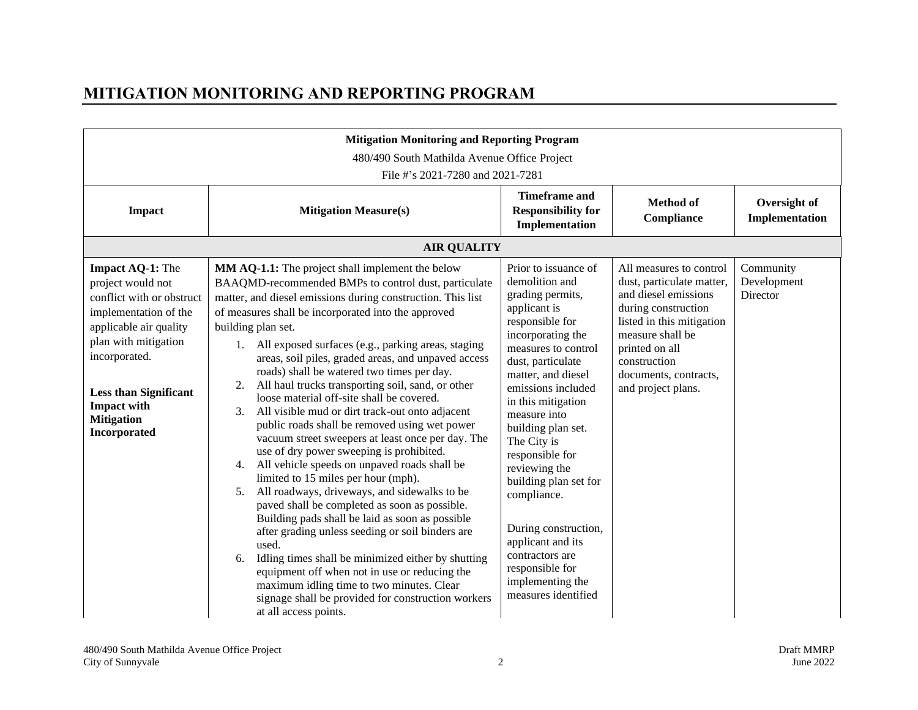# MITIGATION MONITORING AND REPORTING PROGRAM

| **Mitigation Monitoring and Reporting Program**<br>480/490 South Mathilda Avenue Office Project<br>File #'s 2021-7280 and 2021-7281 | | | | |
|---|---|---|---|---|
| **Impact** | **Mitigation Measure(s)** | **Timeframe and Responsibility for Implementation** | **Method of Compliance** | **Oversight of Implementation** |
| **AIR QUALITY** | | | | |
| **Impact AQ-1:** The project would not conflict with or obstruct implementation of the applicable air quality plan with mitigation incorporated.<br><br>**Less than Significant Impact with Mitigation Incorporated** | **MM AQ-1.1:** The project shall implement the below BAAQMD-recommended BMPs to control dust, particulate matter, and diesel emissions during construction. This list of measures shall be incorporated into the approved building plan set.<br>1. All exposed surfaces (e.g., parking areas, staging areas, soil piles, graded areas, and unpaved access roads) shall be watered two times per day.<br>2. All haul trucks transporting soil, sand, or other loose material off-site shall be covered.<br>3. All visible mud or dirt track-out onto adjacent public roads shall be removed using wet power vacuum street sweepers at least once per day. The use of dry power sweeping is prohibited.<br>4. All vehicle speeds on unpaved roads shall be limited to 15 miles per hour (mph).<br>5. All roadways, driveways, and sidewalks to be paved shall be completed as soon as possible. Building pads shall be laid as soon as possible after grading unless seeding or soil binders are used.<br>6. Idling times shall be minimized either by shutting equipment off when not in use or reducing the maximum idling time to two minutes. Clear signage shall be provided for construction workers at all access points. | Prior to issuance of demolition and grading permits, applicant is responsible for incorporating the measures to control dust, particulate matter, and diesel emissions included in this mitigation measure into building plan set. The City is responsible for reviewing the building plan set for compliance.<br><br>During construction, applicant and its contractors are responsible for implementing the measures identified | All measures to control dust, particulate matter, and diesel emissions during construction listed in this mitigation measure shall be printed on all construction documents, contracts, and project plans. | Community Development Director |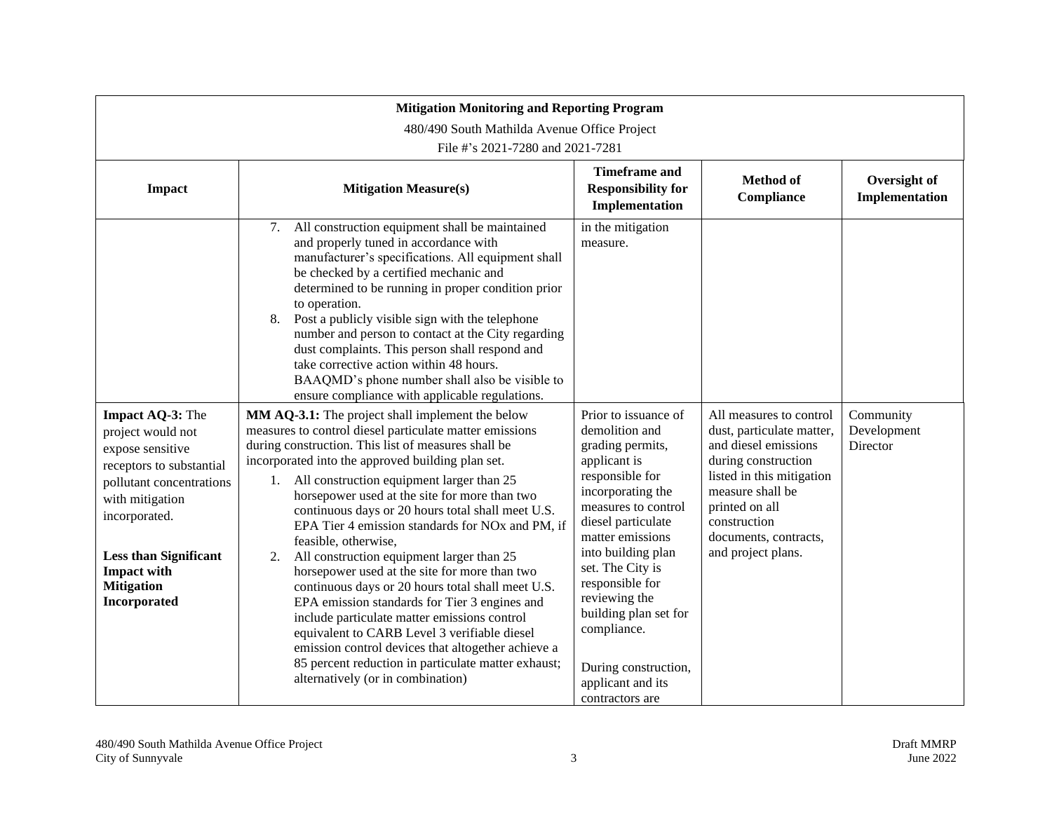| **Mitigation Monitoring and Reporting Program**<br>480/490 South Mathilda Avenue Office Project<br>File #'s 2021-7280 and 2021-7281 | | | | |
|---|---|---|---|---|
| **Impact** | **Mitigation Measure(s)** | **Timeframe and Responsibility for Implementation** | **Method of Compliance** | **Oversight of Implementation** |
| | 7. All construction equipment shall be maintained and properly tuned in accordance with manufacturer's specifications. All equipment shall be checked by a certified mechanic and determined to be running in proper condition prior to operation.<br>8. Post a publicly visible sign with the telephone number and person to contact at the City regarding dust complaints. This person shall respond and take corrective action within 48 hours. BAAQMD's phone number shall also be visible to ensure compliance with applicable regulations. | in the mitigation measure. | | |
| **Impact AQ-3:** The project would not expose sensitive receptors to substantial pollutant concentrations with mitigation incorporated.<br><br>**Less than Significant Impact with Mitigation Incorporated** | **MM AQ-3.1:** The project shall implement the below measures to control diesel particulate matter emissions during construction. This list of measures shall be incorporated into the approved building plan set.<br>1. All construction equipment larger than 25 horsepower used at the site for more than two continuous days or 20 hours total shall meet U.S. EPA Tier 4 emission standards for NOx and PM, if feasible, otherwise,<br>2. All construction equipment larger than 25 horsepower used at the site for more than two continuous days or 20 hours total shall meet U.S. EPA emission standards for Tier 3 engines and include particulate matter emissions control equivalent to CARB Level 3 verifiable diesel emission control devices that altogether achieve a 85 percent reduction in particulate matter exhaust; alternatively (or in combination) | Prior to issuance of demolition and grading permits, applicant is responsible for incorporating the measures to control diesel particulate matter emissions into building plan set. The City is responsible for reviewing the building plan set for compliance.<br><br>During construction, applicant and its contractors are | All measures to control dust, particulate matter, and diesel emissions during construction listed in this mitigation measure shall be printed on all construction documents, contracts, and project plans. | Community Development Director |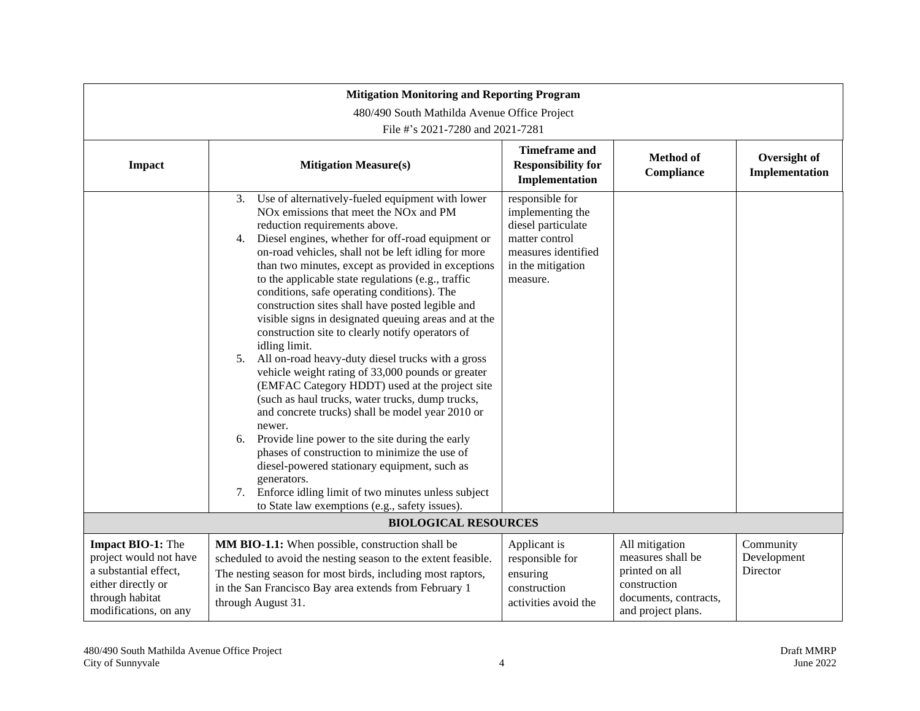| Mitigation Monitoring and Reporting Program<br>480/490 South Mathilda Avenue Office Project<br>File #'s 2021-7280 and 2021-7281 | | | | |
|---|---|---|---|---|
| **Impact** | **Mitigation Measure(s)** | **Timeframe and Responsibility for Implementation** | **Method of Compliance** | **Oversight of Implementation** |
| | 3. Use of alternatively-fueled equipment with lower NOx emissions that meet the NOx and PM reduction requirements above.<br>4. Diesel engines, whether for off-road equipment or on-road vehicles, shall not be left idling for more than two minutes, except as provided in exceptions to the applicable state regulations (e.g., traffic conditions, safe operating conditions). The construction sites shall have posted legible and visible signs in designated queuing areas and at the construction site to clearly notify operators of idling limit.<br>5. All on-road heavy-duty diesel trucks with a gross vehicle weight rating of 33,000 pounds or greater (EMFAC Category HDDT) used at the project site (such as haul trucks, water trucks, dump trucks, and concrete trucks) shall be model year 2010 or newer.<br>6. Provide line power to the site during the early phases of construction to minimize the use of diesel-powered stationary equipment, such as generators.<br>7. Enforce idling limit of two minutes unless subject to State law exemptions (e.g., safety issues). | responsible for implementing the diesel particulate matter control measures identified in the mitigation measure. | | |
| **BIOLOGICAL RESOURCES** | | | | |
| **Impact BIO-1:** The project would not have a substantial effect, either directly or through habitat modifications, on any | **MM BIO-1.1:** When possible, construction shall be scheduled to avoid the nesting season to the extent feasible. The nesting season for most birds, including most raptors, in the San Francisco Bay area extends from February 1 through August 31. | Applicant is responsible for ensuring construction activities avoid the | All mitigation measures shall be printed on all construction documents, contracts, and project plans. | Community Development Director |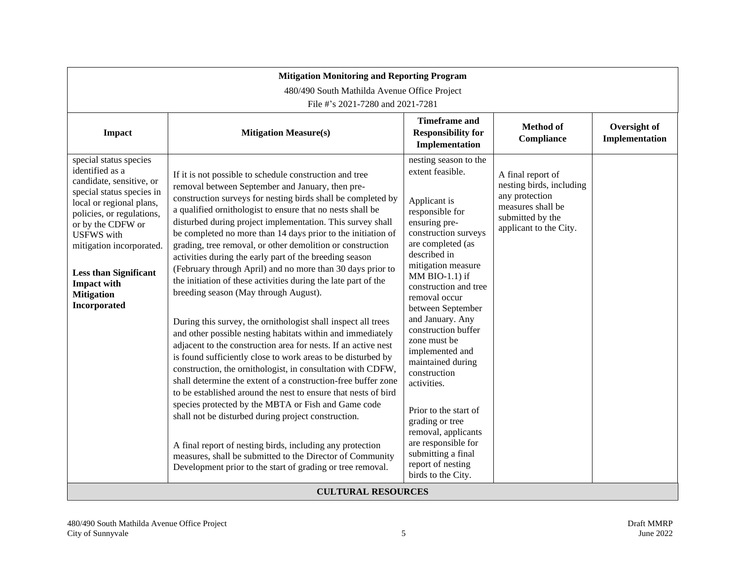| Mitigation Monitoring and Reporting Program<br>480/490 South Mathilda Avenue Office Project<br>File #'s 2021-7280 and 2021-7281 | | | | |
|---|---|---|---|---|
| **Impact** | **Mitigation Measure(s)** | **Timeframe and Responsibility for Implementation** | **Method of Compliance** | **Oversight of Implementation** |
| special status species identified as a candidate, sensitive, or special status species in local or regional plans, policies, or regulations, or by the CDFW or USFWS with mitigation incorporated.<br><br>**Less than Significant Impact with Mitigation Incorporated** | If it is not possible to schedule construction and tree removal between September and January, then pre-construction surveys for nesting birds shall be completed by a qualified ornithologist to ensure that no nests shall be disturbed during project implementation. This survey shall be completed no more than 14 days prior to the initiation of grading, tree removal, or other demolition or construction activities during the early part of the breeding season (February through April) and no more than 30 days prior to the initiation of these activities during the late part of the breeding season (May through August).<br><br>During this survey, the ornithologist shall inspect all trees and other possible nesting habitats within and immediately adjacent to the construction area for nests. If an active nest is found sufficiently close to work areas to be disturbed by construction, the ornithologist, in consultation with CDFW, shall determine the extent of a construction-free buffer zone to be established around the nest to ensure that nests of bird species protected by the MBTA or Fish and Game code shall not be disturbed during project construction.<br><br>A final report of nesting birds, including any protection measures, shall be submitted to the Director of Community Development prior to the start of grading or tree removal. | nesting season to the extent feasible.<br><br>Applicant is responsible for ensuring pre-construction surveys are completed (as described in mitigation measure MM BIO-1.1) if construction and tree removal occur between September and January. Any construction buffer zone must be implemented and maintained during construction activities.<br><br>Prior to the start of grading or tree removal, applicants are responsible for submitting a final report of nesting birds to the City. | A final report of nesting birds, including any protection measures shall be submitted by the applicant to the City. | |
| **CULTURAL RESOURCES** | | | | |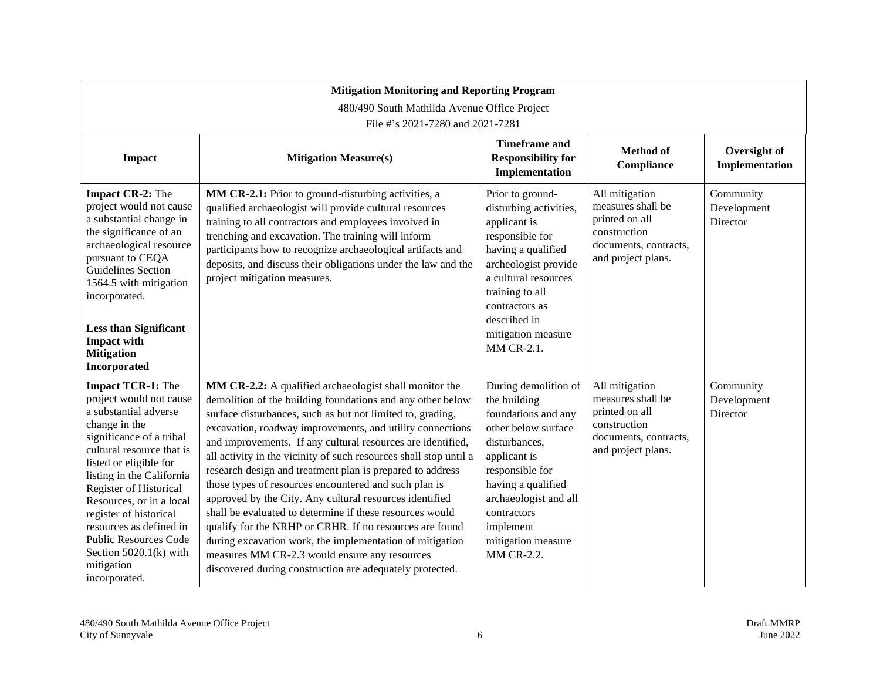| Mitigation Monitoring and Reporting Program<br>480/490 South Mathilda Avenue Office Project<br>File #'s 2021-7280 and 2021-7281 | | | | |
|---|---|---|---|---|
| **Impact** | **Mitigation Measure(s)** | **Timeframe and Responsibility for Implementation** | **Method of Compliance** | **Oversight of Implementation** |
| **Impact CR-2:** The project would not cause a substantial change in the significance of an archaeological resource pursuant to CEQA Guidelines Section 1564.5 with mitigation incorporated.<br><br>**Less than Significant Impact with Mitigation Incorporated** | **MM CR-2.1:** Prior to ground-disturbing activities, a qualified archaeologist will provide cultural resources training to all contractors and employees involved in trenching and excavation. The training will inform participants how to recognize archaeological artifacts and deposits, and discuss their obligations under the law and the project mitigation measures. | Prior to ground-disturbing activities, applicant is responsible for having a qualified archeologist provide a cultural resources training to all contractors as described in mitigation measure MM CR-2.1. | All mitigation measures shall be printed on all construction documents, contracts, and project plans. | Community Development Director |
| **Impact TCR-1:** The project would not cause a substantial adverse change in the significance of a tribal cultural resource that is listed or eligible for listing in the California Register of Historical Resources, or in a local register of historical resources as defined in Public Resources Code Section 5020.1(k) with mitigation incorporated. | **MM CR-2.2:** A qualified archaeologist shall monitor the demolition of the building foundations and any other below surface disturbances, such as but not limited to, grading, excavation, roadway improvements, and utility connections and improvements. If any cultural resources are identified, all activity in the vicinity of such resources shall stop until a research design and treatment plan is prepared to address those types of resources encountered and such plan is approved by the City. Any cultural resources identified shall be evaluated to determine if these resources would qualify for the NRHP or CRHR. If no resources are found during excavation work, the implementation of mitigation measures MM CR-2.3 would ensure any resources discovered during construction are adequately protected. | During demolition of the building foundations and any other below surface disturbances, applicant is responsible for having a qualified archaeologist and all contractors implement mitigation measure MM CR-2.2. | All mitigation measures shall be printed on all construction documents, contracts, and project plans. | Community Development Director |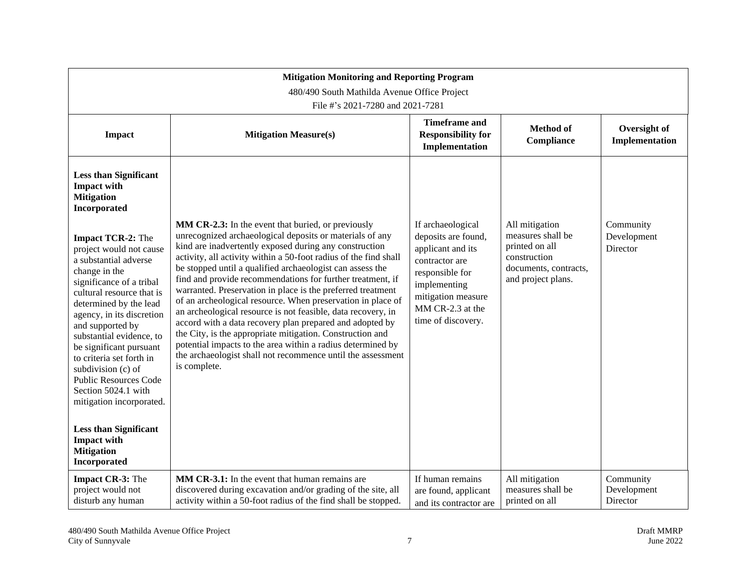| Mitigation Monitoring and Reporting Program<br>480/490 South Mathilda Avenue Office Project<br>File #'s 2021-7280 and 2021-7281 | | | | |
|---|---|---|---|---|
| **Impact** | **Mitigation Measure(s)** | **Timeframe and Responsibility for Implementation** | **Method of Compliance** | **Oversight of Implementation** |
| **Less than Significant Impact with Mitigation Incorporated**<br><br>**Impact TCR-2:** The project would not cause a substantial adverse change in the significance of a tribal cultural resource that is determined by the lead agency, in its discretion and supported by substantial evidence, to be significant pursuant to criteria set forth in subdivision (c) of Public Resources Code Section 5024.1 with mitigation incorporated.<br><br>**Less than Significant Impact with Mitigation Incorporated** | **MM CR-2.3:** In the event that buried, or previously unrecognized archaeological deposits or materials of any kind are inadvertently exposed during any construction activity, all activity within a 50-foot radius of the find shall be stopped until a qualified archaeologist can assess the find and provide recommendations for further treatment, if warranted. Preservation in place is the preferred treatment of an archeological resource. When preservation in place of an archeological resource is not feasible, data recovery, in accord with a data recovery plan prepared and adopted by the City, is the appropriate mitigation. Construction and potential impacts to the area within a radius determined by the archaeologist shall not recommence until the assessment is complete. | If archaeological deposits are found, applicant and its contractor are responsible for implementing mitigation measure MM CR-2.3 at the time of discovery. | All mitigation measures shall be printed on all construction documents, contracts, and project plans. | Community Development Director |
| **Impact CR-3:** The project would not disturb any human | **MM CR-3.1:** In the event that human remains are discovered during excavation and/or grading of the site, all activity within a 50-foot radius of the find shall be stopped. | If human remains are found, applicant and its contractor are | All mitigation measures shall be printed on all | Community Development Director |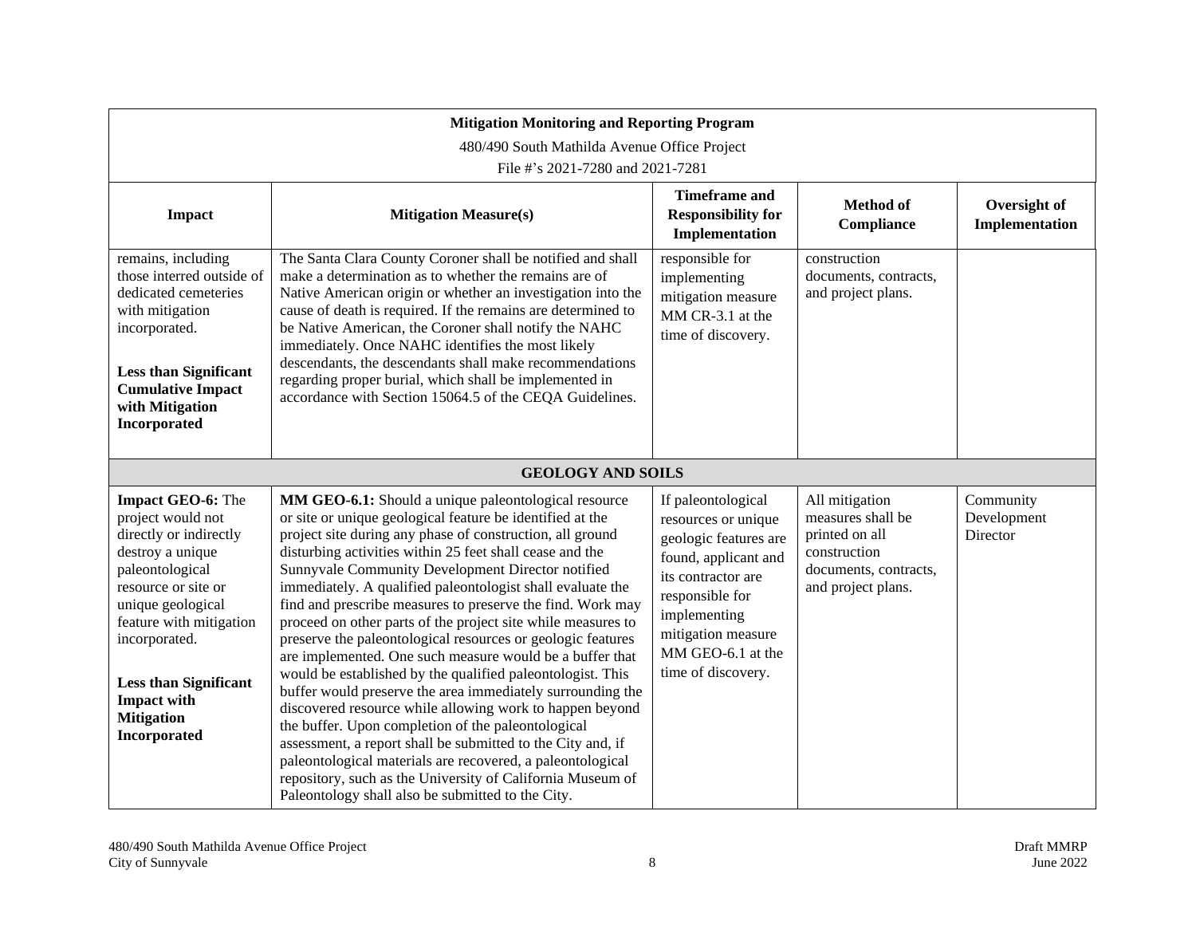| Mitigation Monitoring and Reporting Program<br>480/490 South Mathilda Avenue Office Project<br>File #'s 2021-7280 and 2021-7281 | | | | |
|---|---|---|---|---|
| **Impact** | **Mitigation Measure(s)** | **Timeframe and Responsibility for Implementation** | **Method of Compliance** | **Oversight of Implementation** |
| remains, including those interred outside of dedicated cemeteries with mitigation incorporated.<br><br>**Less than Significant Cumulative Impact with Mitigation Incorporated** | The Santa Clara County Coroner shall be notified and shall make a determination as to whether the remains are of Native American origin or whether an investigation into the cause of death is required. If the remains are determined to be Native American, the Coroner shall notify the NAHC immediately. Once NAHC identifies the most likely descendants, the descendants shall make recommendations regarding proper burial, which shall be implemented in accordance with Section 15064.5 of the CEQA Guidelines. | responsible for implementing mitigation measure MM CR-3.1 at the time of discovery. | construction documents, contracts, and project plans. | |
| **GEOLOGY AND SOILS** | | | | |
| **Impact GEO-6:** The project would not directly or indirectly destroy a unique paleontological resource or site or unique geological feature with mitigation incorporated.<br><br>**Less than Significant Impact with Mitigation Incorporated** | **MM GEO-6.1:** Should a unique paleontological resource or site or unique geological feature be identified at the project site during any phase of construction, all ground disturbing activities within 25 feet shall cease and the Sunnyvale Community Development Director notified immediately. A qualified paleontologist shall evaluate the find and prescribe measures to preserve the find. Work may proceed on other parts of the project site while measures to preserve the paleontological resources or geologic features are implemented. One such measure would be a buffer that would be established by the qualified paleontologist. This buffer would preserve the area immediately surrounding the discovered resource while allowing work to happen beyond the buffer. Upon completion of the paleontological assessment, a report shall be submitted to the City and, if paleontological materials are recovered, a paleontological repository, such as the University of California Museum of Paleontology shall also be submitted to the City. | If paleontological resources or unique geologic features are found, applicant and its contractor are responsible for implementing mitigation measure MM GEO-6.1 at the time of discovery. | All mitigation measures shall be printed on all construction documents, contracts, and project plans. | Community Development Director |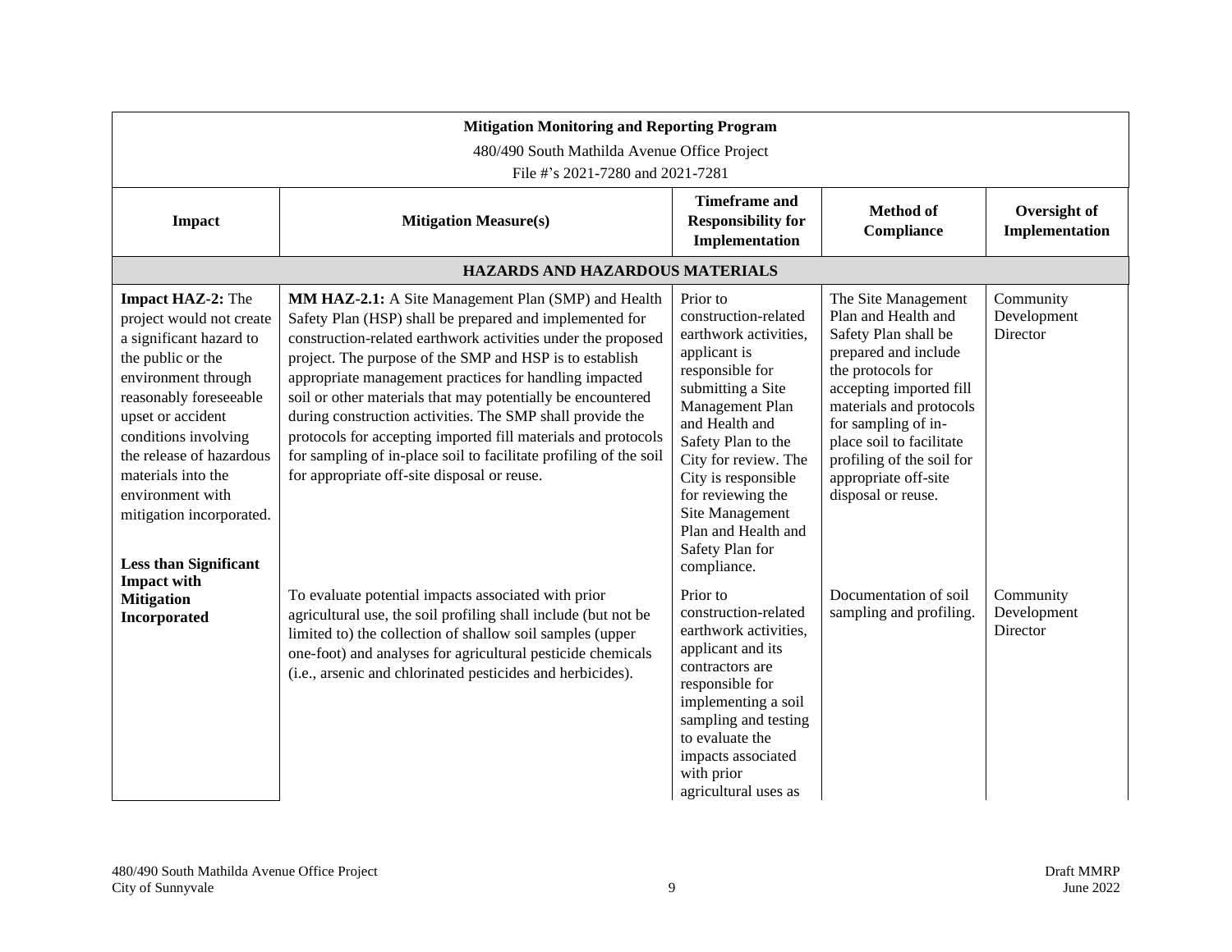| Mitigation Monitoring and Reporting Program<br>480/490 South Mathilda Avenue Office Project<br>File #'s 2021-7280 and 2021-7281 | | | | |
|---|---|---|---|---|
| **Impact** | **Mitigation Measure(s)** | **Timeframe and Responsibility for Implementation** | **Method of Compliance** | **Oversight of Implementation** |
| **HAZARDS AND HAZARDOUS MATERIALS** | | | | |
| **Impact HAZ-2:** The project would not create a significant hazard to the public or the environment through reasonably foreseeable upset or accident conditions involving the release of hazardous materials into the environment with mitigation incorporated.<br><br>**Less than Significant Impact with Mitigation Incorporated** | **MM HAZ-2.1:** A Site Management Plan (SMP) and Health Safety Plan (HSP) shall be prepared and implemented for construction-related earthwork activities under the proposed project. The purpose of the SMP and HSP is to establish appropriate management practices for handling impacted soil or other materials that may potentially be encountered during construction activities. The SMP shall provide the protocols for accepting imported fill materials and protocols for sampling of in-place soil to facilitate profiling of the soil for appropriate off-site disposal or reuse. | Prior to construction-related earthwork activities, applicant is responsible for submitting a Site Management Plan and Health and Safety Plan to the City for review. The City is responsible for reviewing the Site Management Plan and Health and Safety Plan for compliance. | The Site Management Plan and Health and Safety Plan shall be prepared and include the protocols for accepting imported fill materials and protocols for sampling of in-place soil to facilitate profiling of the soil for appropriate off-site disposal or reuse. | Community Development Director |
| | To evaluate potential impacts associated with prior agricultural use, the soil profiling shall include (but not be limited to) the collection of shallow soil samples (upper one-foot) and analyses for agricultural pesticide chemicals (i.e., arsenic and chlorinated pesticides and herbicides). | Prior to construction-related earthwork activities, applicant and its contractors are responsible for implementing a soil sampling and testing to evaluate the impacts associated with prior agricultural uses as | Documentation of soil sampling and profiling. | Community Development Director |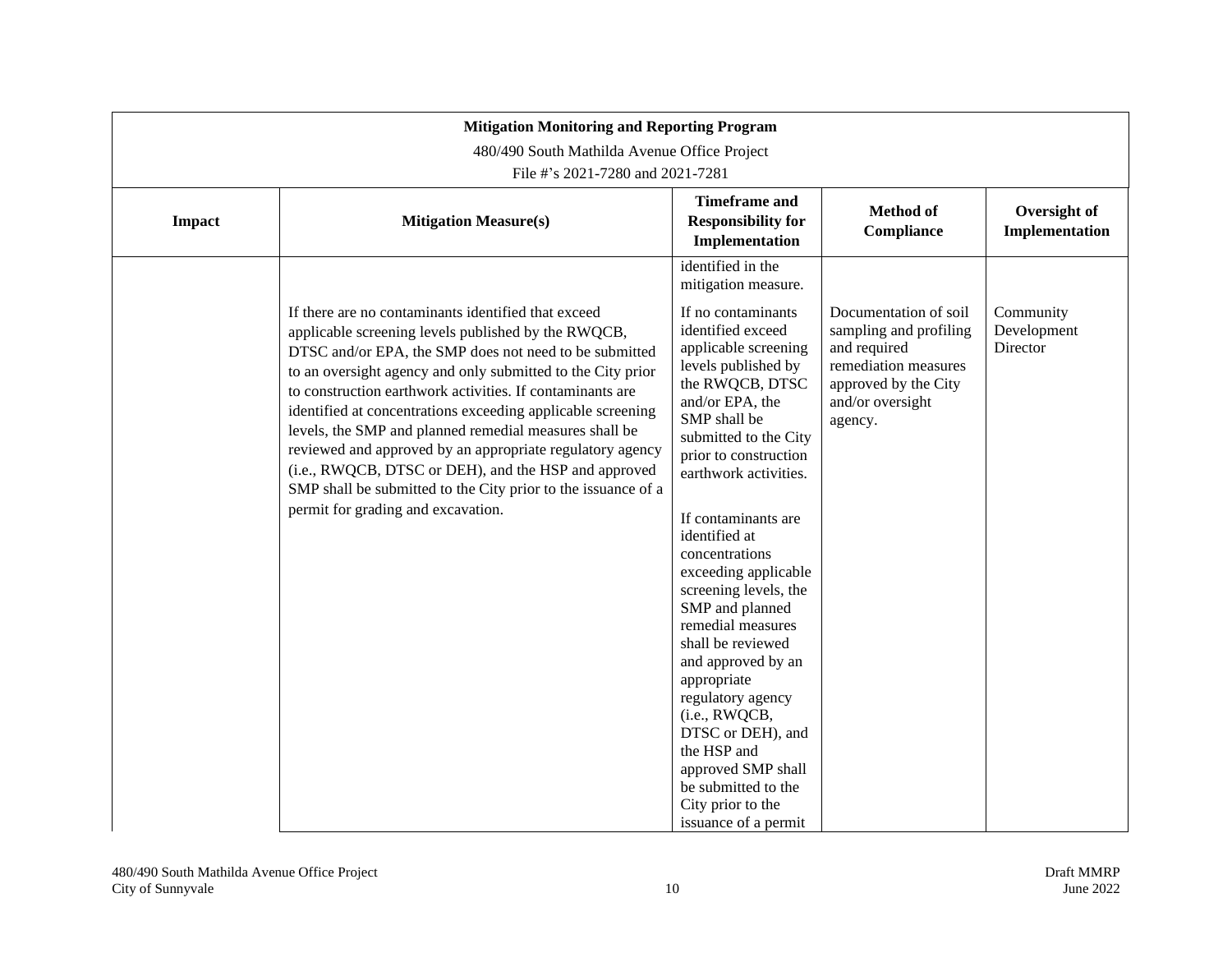| Mitigation Monitoring and Reporting Program<br>480/490 South Mathilda Avenue Office Project<br>File #'s 2021-7280 and 2021-7281 | | | | |
|---|---|---|---|---|
| **Impact** | **Mitigation Measure(s)** | **Timeframe and Responsibility for Implementation** | **Method of Compliance** | **Oversight of Implementation** |
| | | identified in the mitigation measure. | | |
| | If there are no contaminants identified that exceed applicable screening levels published by the RWQCB, DTSC and/or EPA, the SMP does not need to be submitted to an oversight agency and only submitted to the City prior to construction earthwork activities. If contaminants are identified at concentrations exceeding applicable screening levels, the SMP and planned remedial measures shall be reviewed and approved by an appropriate regulatory agency (i.e., RWQCB, DTSC or DEH), and the HSP and approved SMP shall be submitted to the City prior to the issuance of a permit for grading and excavation. | If no contaminants identified exceed applicable screening levels published by the RWQCB, DTSC and/or EPA, the SMP shall be submitted to the City prior to construction earthwork activities.<br><br>If contaminants are identified at concentrations exceeding applicable screening levels, the SMP and planned remedial measures shall be reviewed and approved by an appropriate regulatory agency (i.e., RWQCB, DTSC or DEH), and the HSP and approved SMP shall be submitted to the City prior to the issuance of a permit | Documentation of soil sampling and profiling and required remediation measures approved by the City and/or oversight agency. | Community Development Director |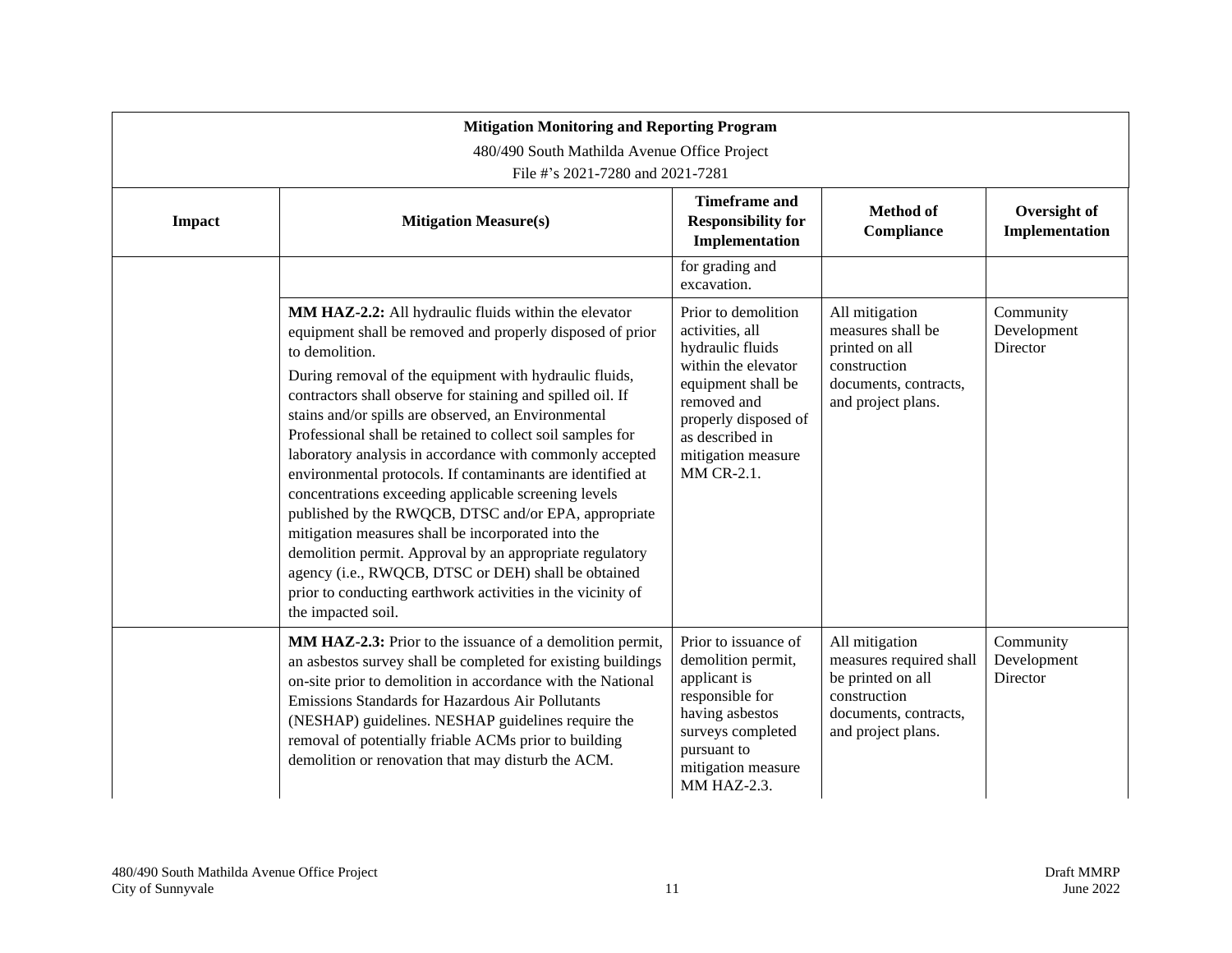| Mitigation Monitoring and Reporting Program<br>480/490 South Mathilda Avenue Office Project<br>File #'s 2021-7280 and 2021-7281 | | | | |
|---|---|---|---|---|
| **Impact** | **Mitigation Measure(s)** | **Timeframe and Responsibility for Implementation** | **Method of Compliance** | **Oversight of Implementation** |
| | | for grading and excavation. | | |
| | **MM HAZ-2.2:** All hydraulic fluids within the elevator equipment shall be removed and properly disposed of prior to demolition.<br>During removal of the equipment with hydraulic fluids, contractors shall observe for staining and spilled oil. If stains and/or spills are observed, an Environmental Professional shall be retained to collect soil samples for laboratory analysis in accordance with commonly accepted environmental protocols. If contaminants are identified at concentrations exceeding applicable screening levels published by the RWQCB, DTSC and/or EPA, appropriate mitigation measures shall be incorporated into the demolition permit. Approval by an appropriate regulatory agency (i.e., RWQCB, DTSC or DEH) shall be obtained prior to conducting earthwork activities in the vicinity of the impacted soil. | Prior to demolition activities, all hydraulic fluids within the elevator equipment shall be removed and properly disposed of as described in mitigation measure MM CR-2.1. | All mitigation measures shall be printed on all construction documents, contracts, and project plans. | Community Development Director |
| | **MM HAZ-2.3:** Prior to the issuance of a demolition permit, an asbestos survey shall be completed for existing buildings on-site prior to demolition in accordance with the National Emissions Standards for Hazardous Air Pollutants (NESHAP) guidelines. NESHAP guidelines require the removal of potentially friable ACMs prior to building demolition or renovation that may disturb the ACM. | Prior to issuance of demolition permit, applicant is responsible for having asbestos surveys completed pursuant to mitigation measure MM HAZ-2.3. | All mitigation measures required shall be printed on all construction documents, contracts, and project plans. | Community Development Director |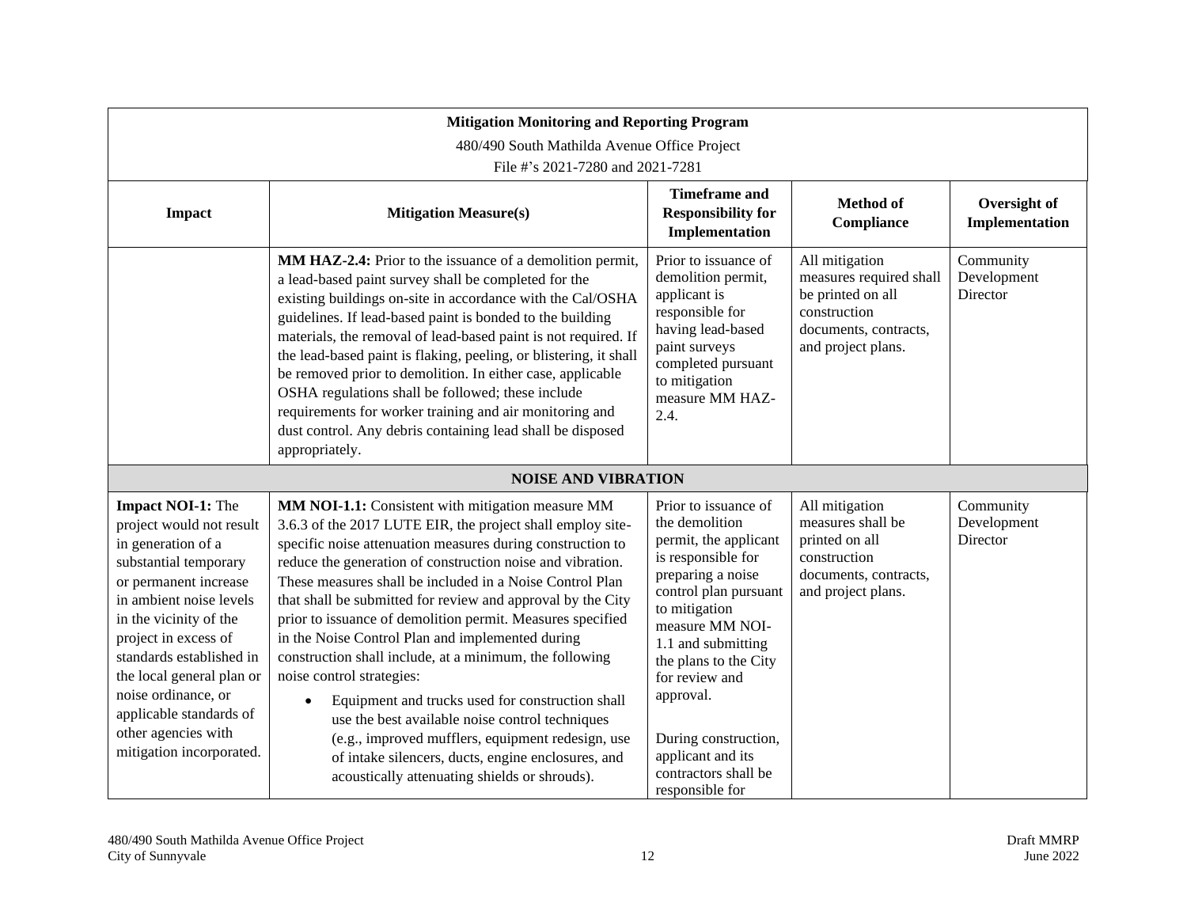| Mitigation Monitoring and Reporting Program<br>480/490 South Mathilda Avenue Office Project<br>File #'s 2021-7280 and 2021-7281 | | | | |
|---|---|---|---|---|
| **Impact** | **Mitigation Measure(s)** | **Timeframe and Responsibility for Implementation** | **Method of Compliance** | **Oversight of Implementation** |
| | **MM HAZ-2.4:** Prior to the issuance of a demolition permit, a lead-based paint survey shall be completed for the existing buildings on-site in accordance with the Cal/OSHA guidelines. If lead-based paint is bonded to the building materials, the removal of lead-based paint is not required. If the lead-based paint is flaking, peeling, or blistering, it shall be removed prior to demolition. In either case, applicable OSHA regulations shall be followed; these include requirements for worker training and air monitoring and dust control. Any debris containing lead shall be disposed appropriately. | Prior to issuance of demolition permit, applicant is responsible for having lead-based paint surveys completed pursuant to mitigation measure MM HAZ-2.4. | All mitigation measures required shall be printed on all construction documents, contracts, and project plans. | Community Development Director |
| **NOISE AND VIBRATION** | | | | |
| **Impact NOI-1:** The project would not result in generation of a substantial temporary or permanent increase in ambient noise levels in the vicinity of the project in excess of standards established in the local general plan or noise ordinance, or applicable standards of other agencies with mitigation incorporated. | **MM NOI-1.1:** Consistent with mitigation measure MM 3.6.3 of the 2017 LUTE EIR, the project shall employ site-specific noise attenuation measures during construction to reduce the generation of construction noise and vibration. These measures shall be included in a Noise Control Plan that shall be submitted for review and approval by the City prior to issuance of demolition permit. Measures specified in the Noise Control Plan and implemented during construction shall include, at a minimum, the following noise control strategies:<br>• Equipment and trucks used for construction shall use the best available noise control techniques (e.g., improved mufflers, equipment redesign, use of intake silencers, ducts, engine enclosures, and acoustically attenuating shields or shrouds). | Prior to issuance of the demolition permit, the applicant is responsible for preparing a noise control plan pursuant to mitigation measure MM NOI-1.1 and submitting the plans to the City for review and approval.<br><br>During construction, applicant and its contractors shall be responsible for | All mitigation measures shall be printed on all construction documents, contracts, and project plans. | Community Development Director |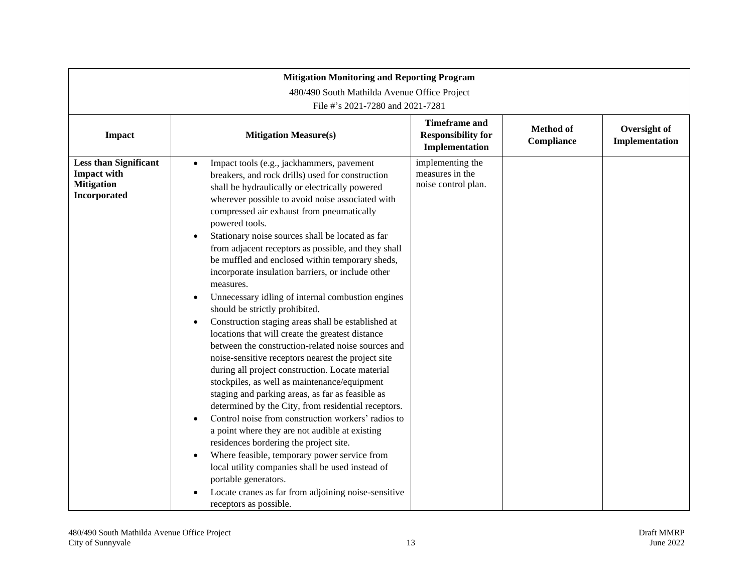| Mitigation Monitoring and Reporting Program<br>480/490 South Mathilda Avenue Office Project<br>File #'s 2021-7280 and 2021-7281 | | | | |
|---|---|---|---|---|
| **Impact** | **Mitigation Measure(s)** | **Timeframe and Responsibility for Implementation** | **Method of Compliance** | **Oversight of Implementation** |
| **Less than Significant Impact with Mitigation Incorporated** | • Impact tools (e.g., jackhammers, pavement breakers, and rock drills) used for construction shall be hydraulically or electrically powered wherever possible to avoid noise associated with compressed air exhaust from pneumatically powered tools.<br>• Stationary noise sources shall be located as far from adjacent receptors as possible, and they shall be muffled and enclosed within temporary sheds, incorporate insulation barriers, or include other measures.<br>• Unnecessary idling of internal combustion engines should be strictly prohibited.<br>• Construction staging areas shall be established at locations that will create the greatest distance between the construction-related noise sources and noise-sensitive receptors nearest the project site during all project construction. Locate material stockpiles, as well as maintenance/equipment staging and parking areas, as far as feasible as determined by the City, from residential receptors.<br>• Control noise from construction workers' radios to a point where they are not audible at existing residences bordering the project site.<br>• Where feasible, temporary power service from local utility companies shall be used instead of portable generators.<br>• Locate cranes as far from adjoining noise-sensitive receptors as possible. | implementing the measures in the noise control plan. | | |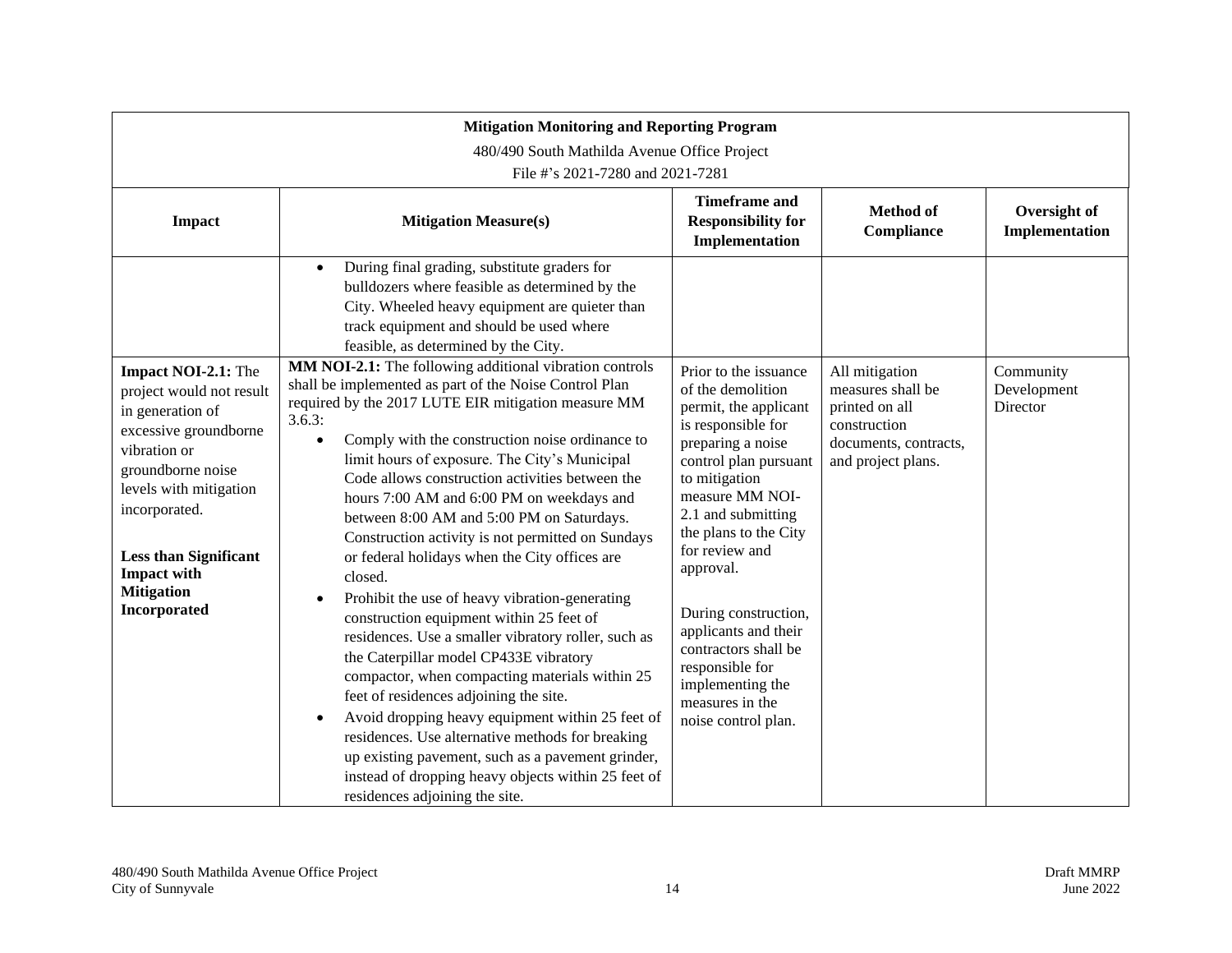| **Mitigation Monitoring and Reporting Program**<br>480/490 South Mathilda Avenue Office Project<br>File #'s 2021-7280 and 2021-7281 | | | | |
|---|---|---|---|---|
| **Impact** | **Mitigation Measure(s)** | **Timeframe and Responsibility for Implementation** | **Method of Compliance** | **Oversight of Implementation** |
| | • During final grading, substitute graders for bulldozers where feasible as determined by the City. Wheeled heavy equipment are quieter than track equipment and should be used where feasible, as determined by the City. | | | |
| **Impact NOI-2.1:** The project would not result in generation of excessive groundborne vibration or groundborne noise levels with mitigation incorporated.<br><br>**Less than Significant Impact with Mitigation Incorporated** | **MM NOI-2.1:** The following additional vibration controls shall be implemented as part of the Noise Control Plan required by the 2017 LUTE EIR mitigation measure MM 3.6.3:<br>• Comply with the construction noise ordinance to limit hours of exposure. The City's Municipal Code allows construction activities between the hours 7:00 AM and 6:00 PM on weekdays and between 8:00 AM and 5:00 PM on Saturdays. Construction activity is not permitted on Sundays or federal holidays when the City offices are closed.<br>• Prohibit the use of heavy vibration-generating construction equipment within 25 feet of residences. Use a smaller vibratory roller, such as the Caterpillar model CP433E vibratory compactor, when compacting materials within 25 feet of residences adjoining the site.<br>• Avoid dropping heavy equipment within 25 feet of residences. Use alternative methods for breaking up existing pavement, such as a pavement grinder, instead of dropping heavy objects within 25 feet of residences adjoining the site. | Prior to the issuance of the demolition permit, the applicant is responsible for preparing a noise control plan pursuant to mitigation measure MM NOI-2.1 and submitting the plans to the City for review and approval.<br><br>During construction, applicants and their contractors shall be responsible for implementing the measures in the noise control plan. | All mitigation measures shall be printed on all construction documents, contracts, and project plans. | Community Development Director |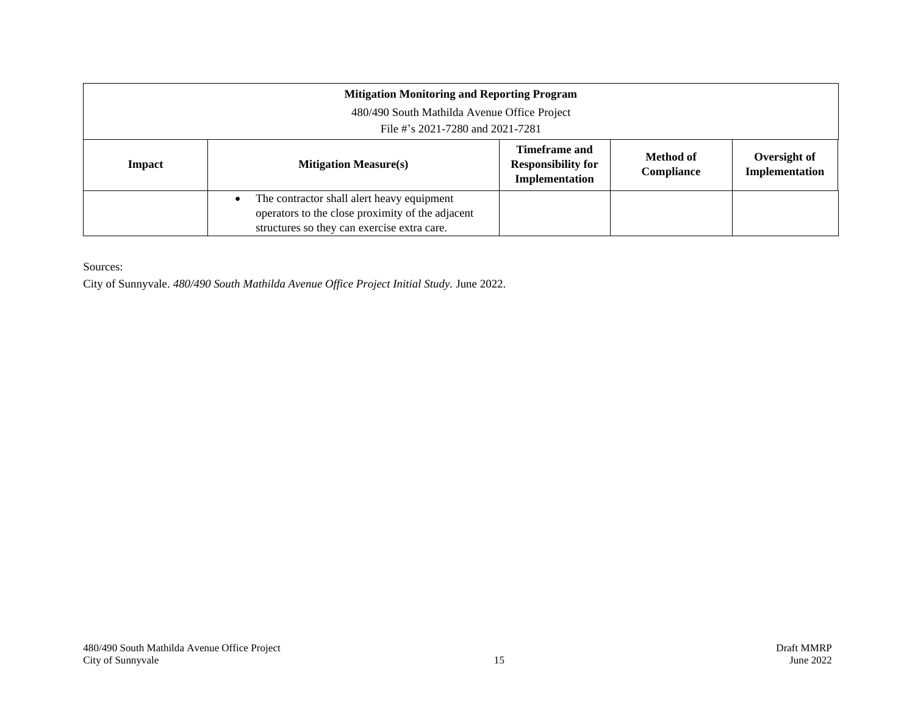| Mitigation Monitoring and Reporting Program<br>480/490 South Mathilda Avenue Office Project<br>File #'s 2021-7280 and 2021-7281 | | | | |
|---|---|---|---|---|
| **Impact** | **Mitigation Measure(s)** | **Timeframe and Responsibility for Implementation** | **Method of Compliance** | **Oversight of Implementation** |
| | • The contractor shall alert heavy equipment operators to the close proximity of the adjacent structures so they can exercise extra care. | | | |

Sources:

City of Sunnyvale. *480/490 South Mathilda Avenue Office Project Initial Study.* June 2022.